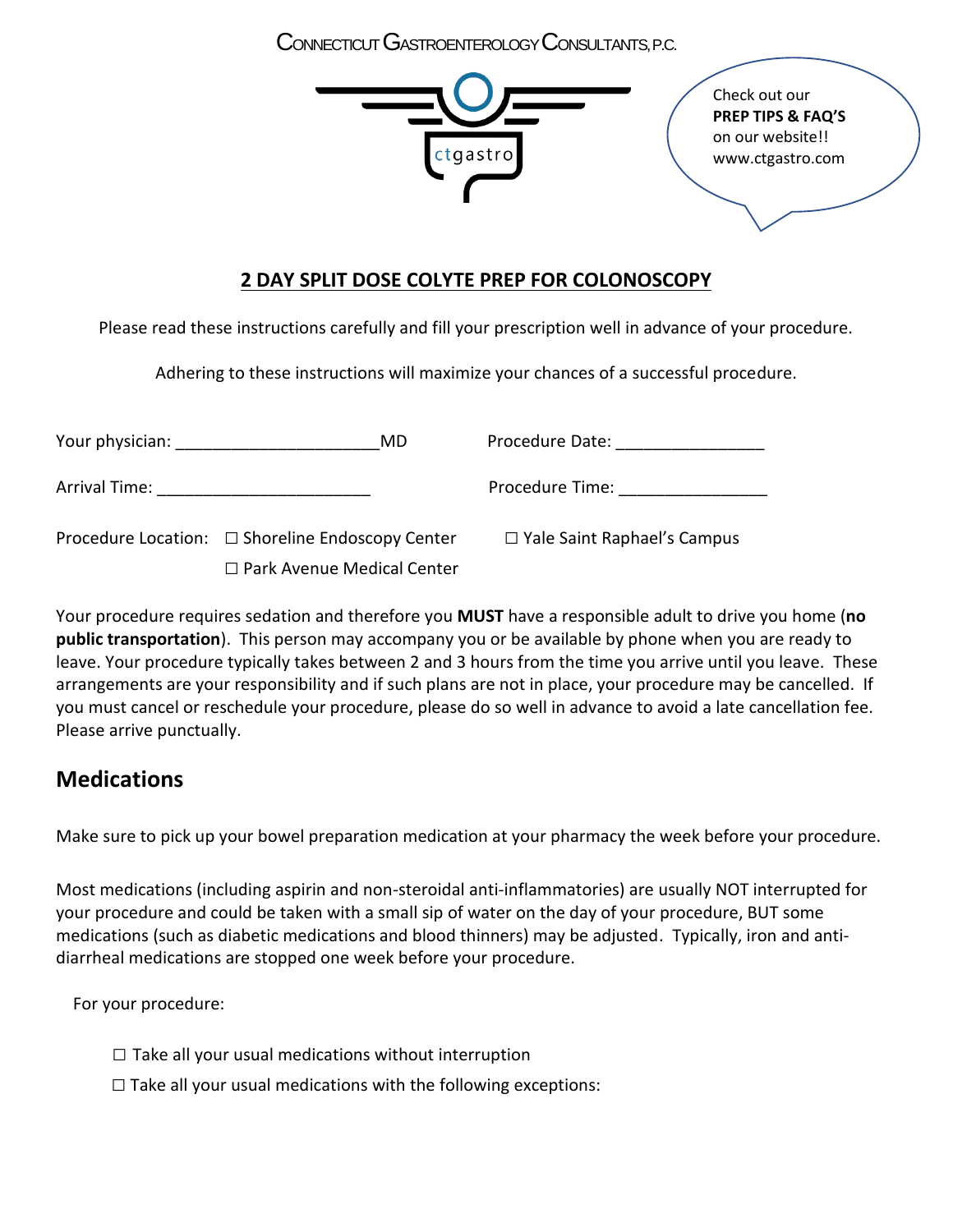Connecticut Gastroenterology Consultants, P.C.

ctgastro

Check out our **PREP TIPS & FAQ'S** on our website!! www.ctgastro.com

## 2 DAY SPLIT DOSE COLYTE PREP FOR COLONOSCOPY

Please read these instructions carefully and fill your prescription well in advance of your procedure.

Adhering to these instructions will maximize your chances of a successful procedure.

Your physician: ______________________MD        Procedure Date: ________________

Arrival Time: _______________________        Procedure Time: ________________

Procedure Location: ☐ Shoreline Endoscopy Center   ☐ Yale Saint Raphael's Campus
☐ Park Avenue Medical Center

Your procedure requires sedation and therefore you **MUST** have a responsible adult to drive you home (**no public transportation**). This person may accompany you or be available by phone when you are ready to leave. Your procedure typically takes between 2 and 3 hours from the time you arrive until you leave. These arrangements are your responsibility and if such plans are not in place, your procedure may be cancelled. If you must cancel or reschedule your procedure, please do so well in advance to avoid a late cancellation fee. Please arrive punctually.

## Medications

Make sure to pick up your bowel preparation medication at your pharmacy the week before your procedure.

Most medications (including aspirin and non-steroidal anti-inflammatories) are usually NOT interrupted for your procedure and could be taken with a small sip of water on the day of your procedure, BUT some medications (such as diabetic medications and blood thinners) may be adjusted. Typically, iron and anti-diarrheal medications are stopped one week before your procedure.

For your procedure:

☐ Take all your usual medications without interruption

☐ Take all your usual medications with the following exceptions: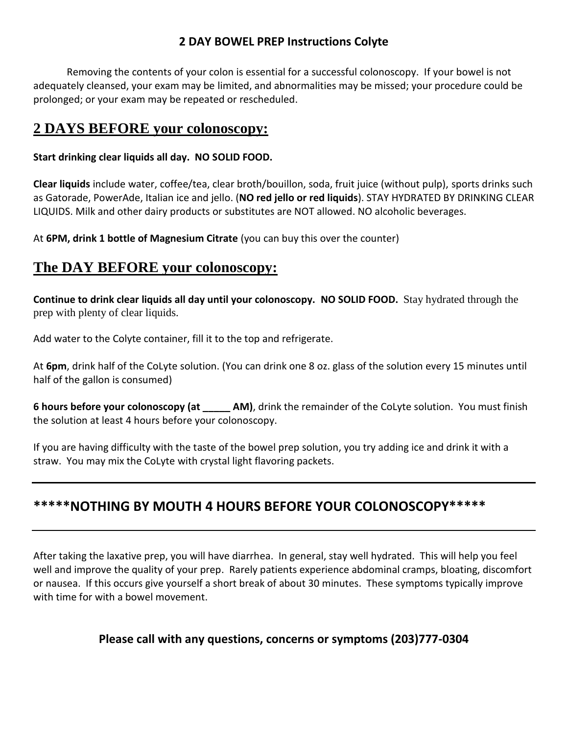# 2 DAY BOWEL PREP Instructions Colyte

Removing the contents of your colon is essential for a successful colonoscopy. If your bowel is not adequately cleansed, your exam may be limited, and abnormalities may be missed; your procedure could be prolonged; or your exam may be repeated or rescheduled.

## 2 DAYS BEFORE your colonoscopy:

**Start drinking clear liquids all day. NO SOLID FOOD.**

**Clear liquids** include water, coffee/tea, clear broth/bouillon, soda, fruit juice (without pulp), sports drinks such as Gatorade, PowerAde, Italian ice and jello. (**NO red jello or red liquids**). STAY HYDRATED BY DRINKING CLEAR LIQUIDS. Milk and other dairy products or substitutes are NOT allowed. NO alcoholic beverages.

At **6PM, drink 1 bottle of Magnesium Citrate** (you can buy this over the counter)

## The DAY BEFORE your colonoscopy:

**Continue to drink clear liquids all day until your colonoscopy. NO SOLID FOOD.** Stay hydrated through the prep with plenty of clear liquids.

Add water to the Colyte container, fill it to the top and refrigerate.

At **6pm**, drink half of the CoLyte solution. (You can drink one 8 oz. glass of the solution every 15 minutes until half of the gallon is consumed)

**6 hours before your colonoscopy (at _____ AM)**, drink the remainder of the CoLyte solution. You must finish the solution at least 4 hours before your colonoscopy.

If you are having difficulty with the taste of the bowel prep solution, you try adding ice and drink it with a straw. You may mix the CoLyte with crystal light flavoring packets.

---

## *****NOTHING BY MOUTH 4 HOURS BEFORE YOUR COLONOSCOPY*****

---

After taking the laxative prep, you will have diarrhea. In general, stay well hydrated. This will help you feel well and improve the quality of your prep. Rarely patients experience abdominal cramps, bloating, discomfort or nausea. If this occurs give yourself a short break of about 30 minutes. These symptoms typically improve with time for with a bowel movement.

**Please call with any questions, concerns or symptoms (203)777-0304**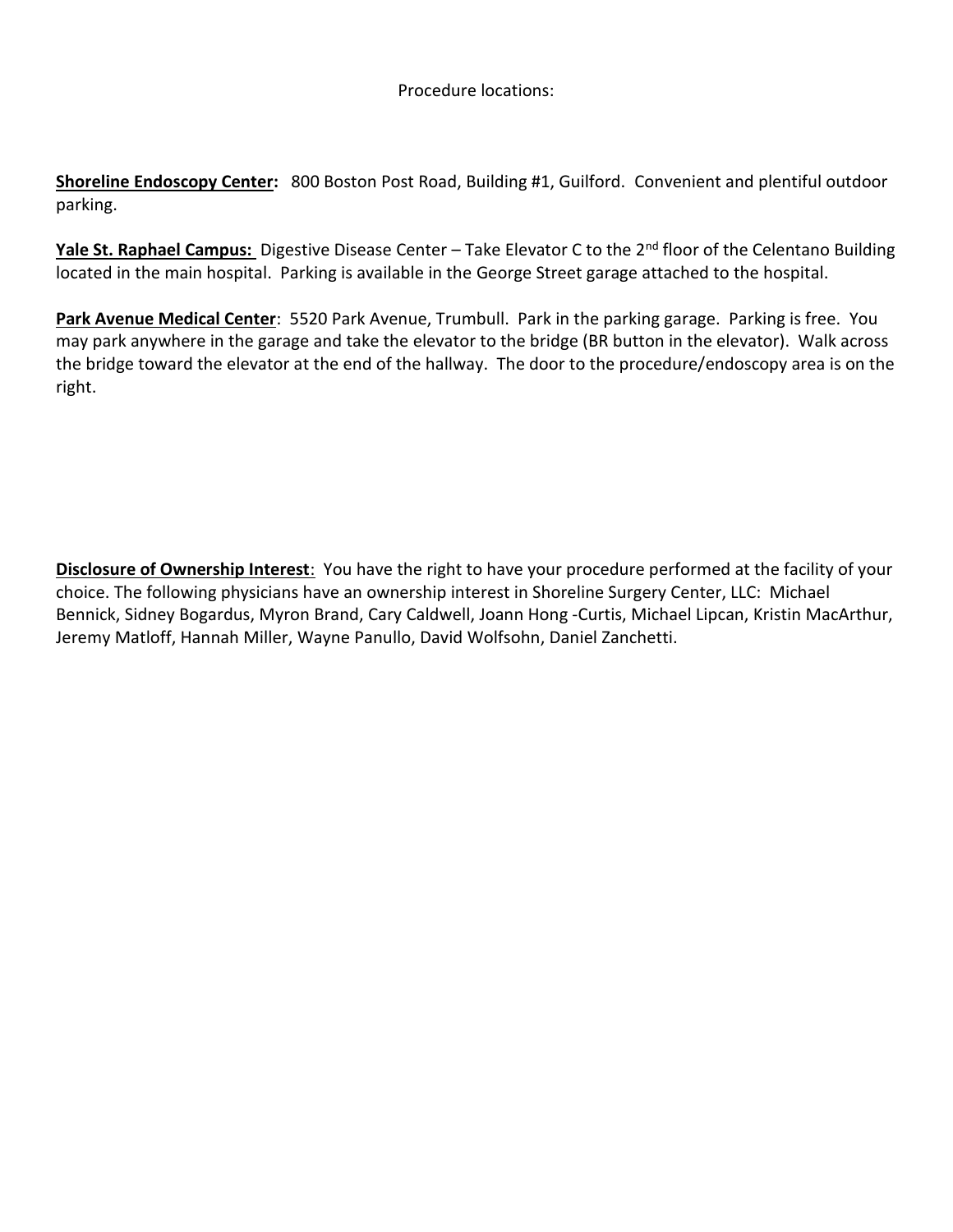Procedure locations:

**Shoreline Endoscopy Center:** 800 Boston Post Road, Building #1, Guilford. Convenient and plentiful outdoor parking.

**Yale St. Raphael Campus:** Digestive Disease Center – Take Elevator C to the 2nd floor of the Celentano Building located in the main hospital. Parking is available in the George Street garage attached to the hospital.

**Park Avenue Medical Center**: 5520 Park Avenue, Trumbull. Park in the parking garage. Parking is free. You may park anywhere in the garage and take the elevator to the bridge (BR button in the elevator). Walk across the bridge toward the elevator at the end of the hallway. The door to the procedure/endoscopy area is on the right.

**Disclosure of Ownership Interest**: You have the right to have your procedure performed at the facility of your choice. The following physicians have an ownership interest in Shoreline Surgery Center, LLC: Michael Bennick, Sidney Bogardus, Myron Brand, Cary Caldwell, Joann Hong -Curtis, Michael Lipcan, Kristin MacArthur, Jeremy Matloff, Hannah Miller, Wayne Panullo, David Wolfsohn, Daniel Zanchetti.